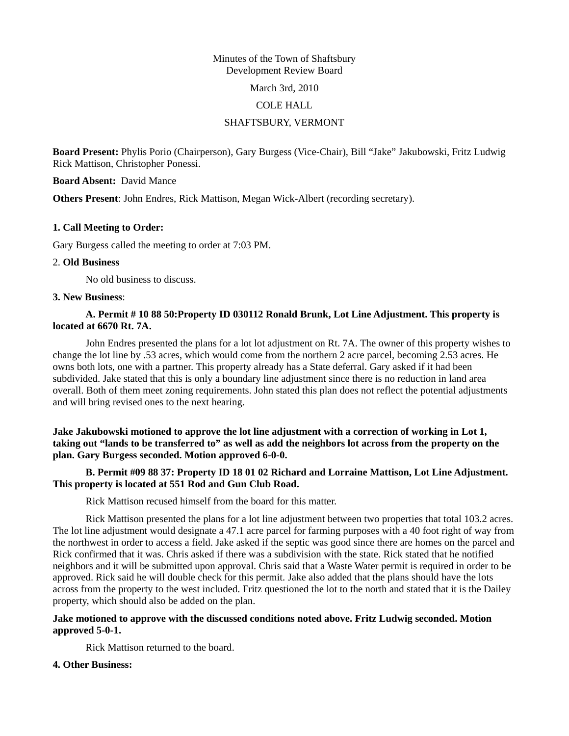Minutes of the Town of Shaftsbury
Development Review Board

March 3rd, 2010

COLE HALL

SHAFTSBURY, VERMONT

**Board Present:** Phylis Porio (Chairperson), Gary Burgess (Vice-Chair), Bill "Jake" Jakubowski, Fritz Ludwig Rick Mattison, Christopher Ponessi.

**Board Absent:** David Mance

**Others Present**: John Endres, Rick Mattison, Megan Wick-Albert (recording secretary).

**1. Call Meeting to Order:**

Gary Burgess called the meeting to order at 7:03 PM.

2. **Old Business**

No old business to discuss.

**3. New Business**:

**A. Permit # 10 88 50:Property ID 030112 Ronald Brunk, Lot Line Adjustment. This property is located at 6670 Rt. 7A.**

John Endres presented the plans for a lot lot adjustment on Rt. 7A. The owner of this property wishes to change the lot line by .53 acres, which would come from the northern 2 acre parcel, becoming 2.53 acres. He owns both lots, one with a partner. This property already has a State deferral. Gary asked if it had been subdivided. Jake stated that this is only a boundary line adjustment since there is no reduction in land area overall. Both of them meet zoning requirements. John stated this plan does not reflect the potential adjustments and will bring revised ones to the next hearing.

**Jake Jakubowski motioned to approve the lot line adjustment with a correction of working in Lot 1, taking out "lands to be transferred to" as well as add the neighbors lot across from the property on the plan. Gary Burgess seconded. Motion approved 6-0-0.**

**B. Permit #09 88 37: Property ID 18 01 02 Richard and Lorraine Mattison, Lot Line Adjustment. This property is located at 551 Rod and Gun Club Road.**

Rick Mattison recused himself from the board for this matter.

Rick Mattison presented the plans for a lot line adjustment between two properties that total 103.2 acres. The lot line adjustment would designate a 47.1 acre parcel for farming purposes with a 40 foot right of way from the northwest in order to access a field. Jake asked if the septic was good since there are homes on the parcel and Rick confirmed that it was. Chris asked if there was a subdivision with the state. Rick stated that he notified neighbors and it will be submitted upon approval. Chris said that a Waste Water permit is required in order to be approved. Rick said he will double check for this permit. Jake also added that the plans should have the lots across from the property to the west included. Fritz questioned the lot to the north and stated that it is the Dailey property, which should also be added on the plan.

**Jake motioned to approve with the discussed conditions noted above. Fritz Ludwig seconded. Motion approved 5-0-1.**

Rick Mattison returned to the board.

**4. Other Business:**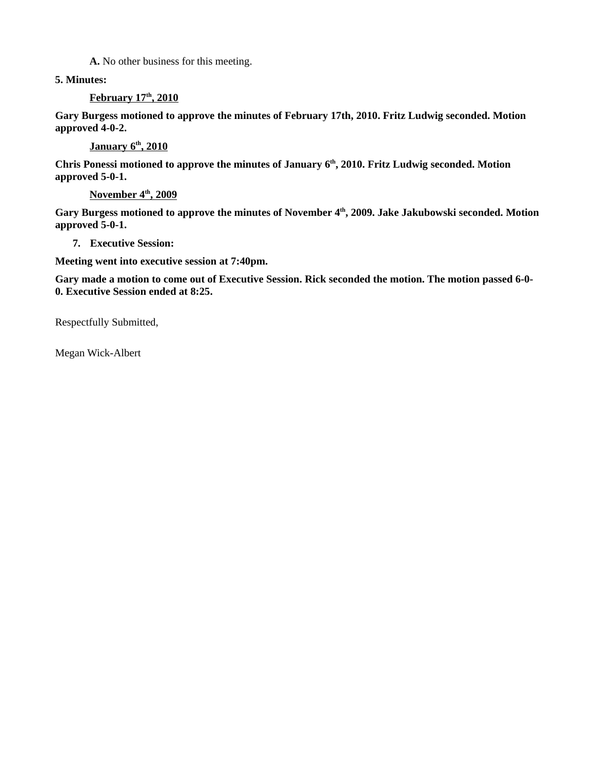**A.** No other business for this meeting.

**5. Minutes:**

**<u>February 17th, 2010</u>**

**Gary Burgess motioned to approve the minutes of February 17th, 2010. Fritz Ludwig seconded. Motion approved 4-0-2.**

**<u>January 6th, 2010</u>**

**Chris Ponessi motioned to approve the minutes of January 6th, 2010. Fritz Ludwig seconded. Motion approved 5-0-1.**

**<u>November 4th, 2009</u>**

**Gary Burgess motioned to approve the minutes of November 4th, 2009. Jake Jakubowski seconded. Motion approved 5-0-1.**

**7. Executive Session:**

**Meeting went into executive session at 7:40pm.**

**Gary made a motion to come out of Executive Session. Rick seconded the motion. The motion passed 6-0-0. Executive Session ended at 8:25.**

Respectfully Submitted,

Megan Wick-Albert